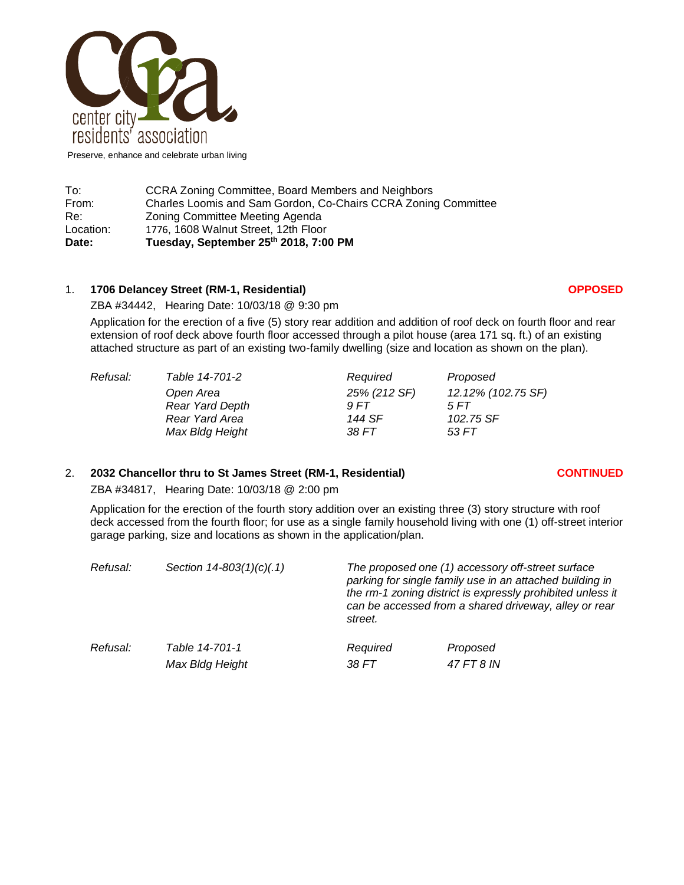center city residents' association

Preserve, enhance and celebrate urban living

| | |
|---|---|
| To: | CCRA Zoning Committee, Board Members and Neighbors |
| From: | Charles Loomis and Sam Gordon, Co-Chairs CCRA Zoning Committee |
| Re: | Zoning Committee Meeting Agenda |
| Location: | 1776, 1608 Walnut Street, 12th Floor |
| **Date:** | **Tuesday, September 25th 2018, 7:00 PM** |

1. **1706 Delancey Street (RM-1, Residential)** **OPPOSED**

   ZBA #34442, Hearing Date: 10/03/18 @ 9:30 pm

   Application for the erection of a five (5) story rear addition and addition of roof deck on fourth floor and rear extension of roof deck above fourth floor accessed through a pilot house (area 171 sq. ft.) of an existing attached structure as part of an existing two-family dwelling (size and location as shown on the plan).

| | | | |
|---|---|---|---|
| *Refusal:* | *Table 14-701-2* | *Required* | *Proposed* |
| | *Open Area* | *25% (212 SF)* | *12.12% (102.75 SF)* |
| | *Rear Yard Depth* | *9 FT* | *5 FT* |
| | *Rear Yard Area* | *144 SF* | *102.75 SF* |
| | *Max Bldg Height* | *38 FT* | *53 FT* |

2. **2032 Chancellor thru to St James Street (RM-1, Residential)** **CONTINUED**

   ZBA #34817, Hearing Date: 10/03/18 @ 2:00 pm

   Application for the erection of the fourth story addition over an existing three (3) story structure with roof deck accessed from the fourth floor; for use as a single family household living with one (1) off-street interior garage parking, size and locations as shown in the application/plan.

| | | | |
|---|---|---|---|
| *Refusal:* | *Section 14-803(1)(c)(.1)* | *The proposed one (1) accessory off-street surface parking for single family use in an attached building in the rm-1 zoning district is expressly prohibited unless it can be accessed from a shared driveway, alley or rear street.* | |
| *Refusal:* | *Table 14-701-1* | *Required* | *Proposed* |
| | *Max Bldg Height* | *38 FT* | *47 FT 8 IN* |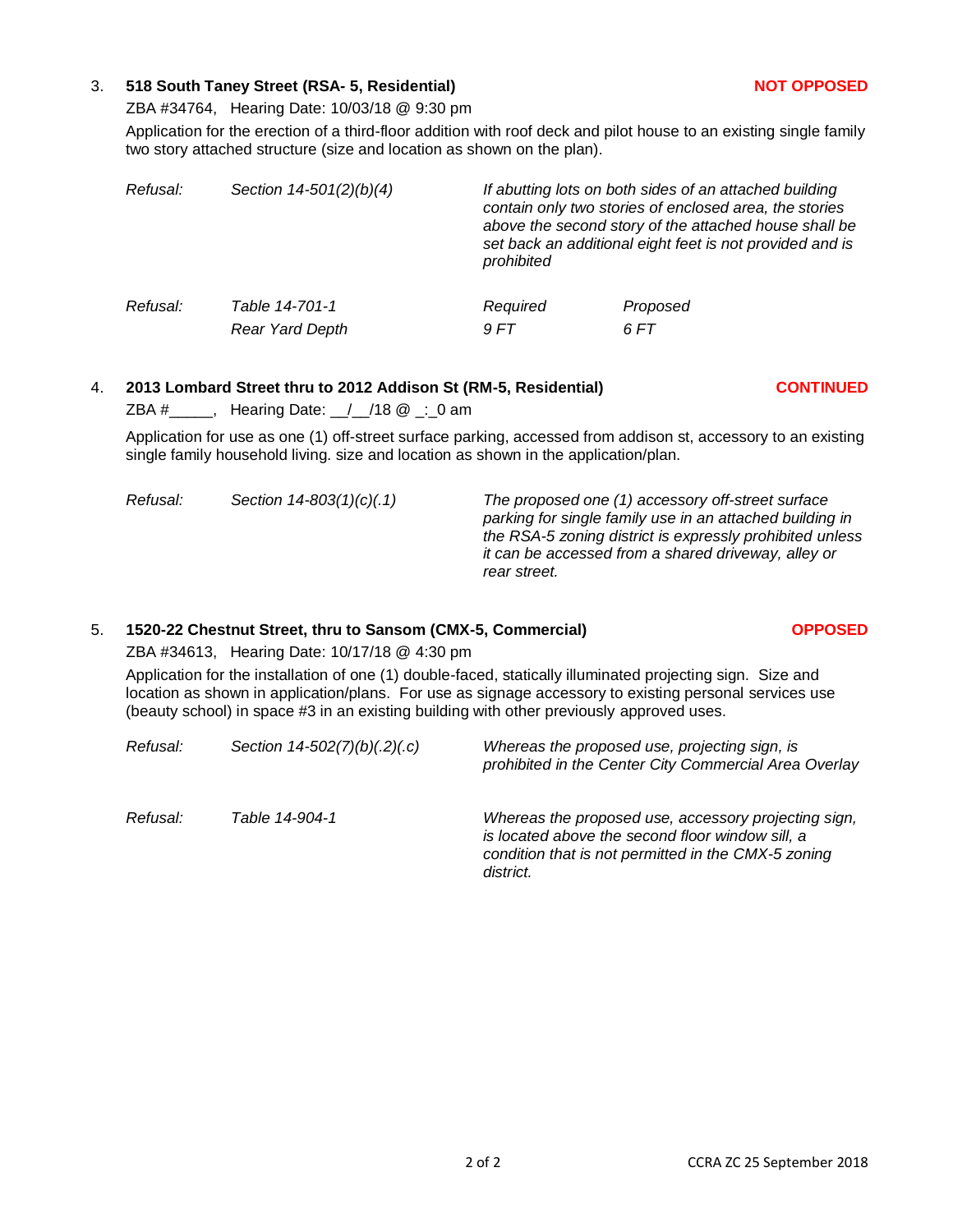3. **518 South Taney Street (RSA- 5, Residential)** **NOT OPPOSED**

ZBA #34764, Hearing Date: 10/03/18 @ 9:30 pm

Application for the erection of a third-floor addition with roof deck and pilot house to an existing single family two story attached structure (size and location as shown on the plan).

| | | | |
|---|---|---|---|
| *Refusal:* | *Section 14-501(2)(b)(4)* | *If abutting lots on both sides of an attached building contain only two stories of enclosed area, the stories above the second story of the attached house shall be set back an additional eight feet is not provided and is prohibited* | |
| *Refusal:* | *Table 14-701-1* | *Required* | *Proposed* |
| | *Rear Yard Depth* | *9 FT* | *6 FT* |

4. **2013 Lombard Street thru to 2012 Addison St (RM-5, Residential)** **CONTINUED**

ZBA #_____, Hearing Date: __/__/18 @ _:_0 am

Application for use as one (1) off-street surface parking, accessed from addison st, accessory to an existing single family household living. size and location as shown in the application/plan.

| | | |
|---|---|---|
| *Refusal:* | *Section 14-803(1)(c)(.1)* | *The proposed one (1) accessory off-street surface parking for single family use in an attached building in the RSA-5 zoning district is expressly prohibited unless it can be accessed from a shared driveway, alley or rear street.* |

5. **1520-22 Chestnut Street, thru to Sansom (CMX-5, Commercial)** **OPPOSED**

ZBA #34613, Hearing Date: 10/17/18 @ 4:30 pm

Application for the installation of one (1) double-faced, statically illuminated projecting sign. Size and location as shown in application/plans. For use as signage accessory to existing personal services use (beauty school) in space #3 in an existing building with other previously approved uses.

| | | |
|---|---|---|
| *Refusal:* | *Section 14-502(7)(b)(.2)(.c)* | *Whereas the proposed use, projecting sign, is prohibited in the Center City Commercial Area Overlay* |
| *Refusal:* | *Table 14-904-1* | *Whereas the proposed use, accessory projecting sign, is located above the second floor window sill, a condition that is not permitted in the CMX-5 zoning district.* |